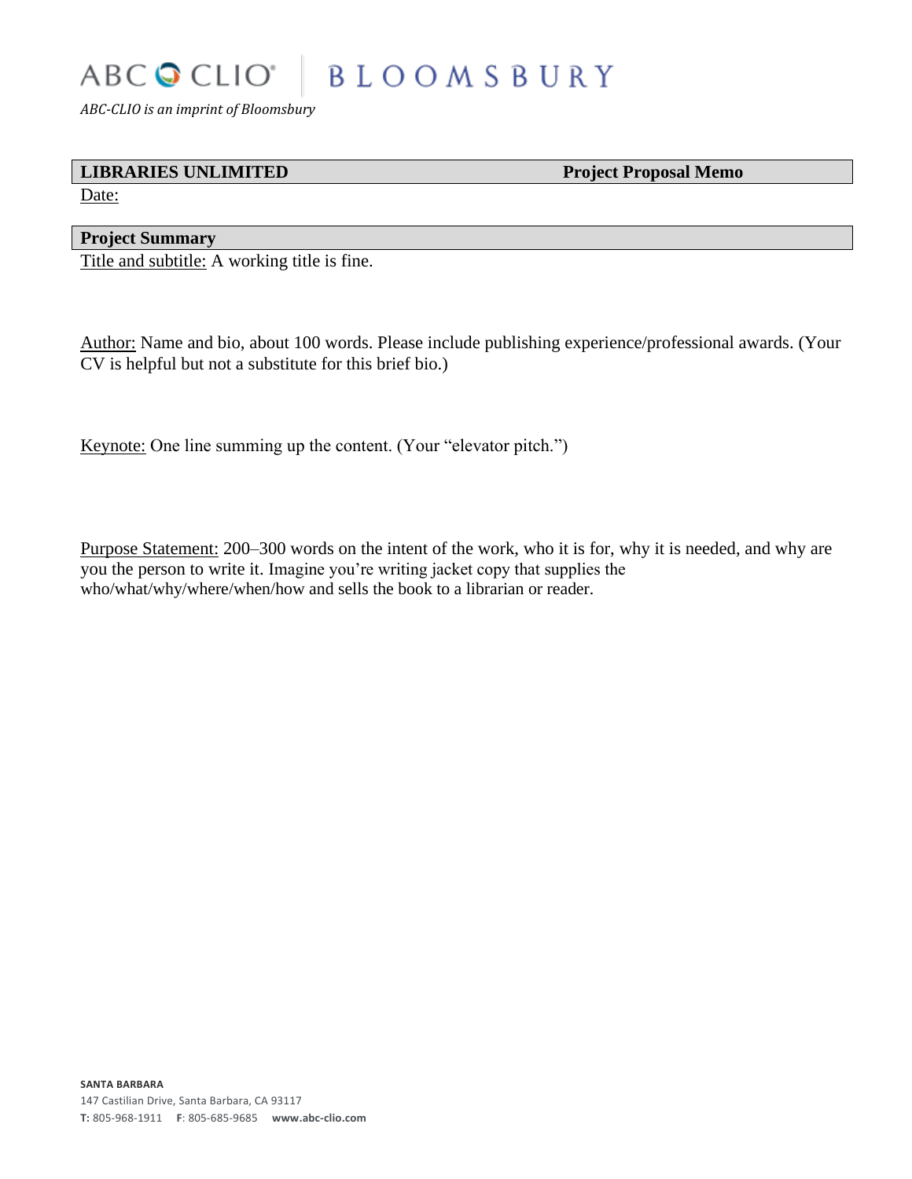ABC CLIO | BLOOMSBURY

*ABC-CLIO is an imprint of Bloomsbury*

| **LIBRARIES UNLIMITED** | **Project Proposal Memo** |
|---|---|

Date:

## Project Summary

Title and subtitle: A working title is fine.

Author: Name and bio, about 100 words. Please include publishing experience/professional awards. (Your CV is helpful but not a substitute for this brief bio.)

Keynote: One line summing up the content. (Your "elevator pitch.")

Purpose Statement: 200–300 words on the intent of the work, who it is for, why it is needed, and why are you the person to write it. Imagine you're writing jacket copy that supplies the who/what/why/where/when/how and sells the book to a librarian or reader.

**SANTA BARBARA**
147 Castilian Drive, Santa Barbara, CA 93117
**T:** 805-968-1911 **F**: 805-685-9685 **www.abc-clio.com**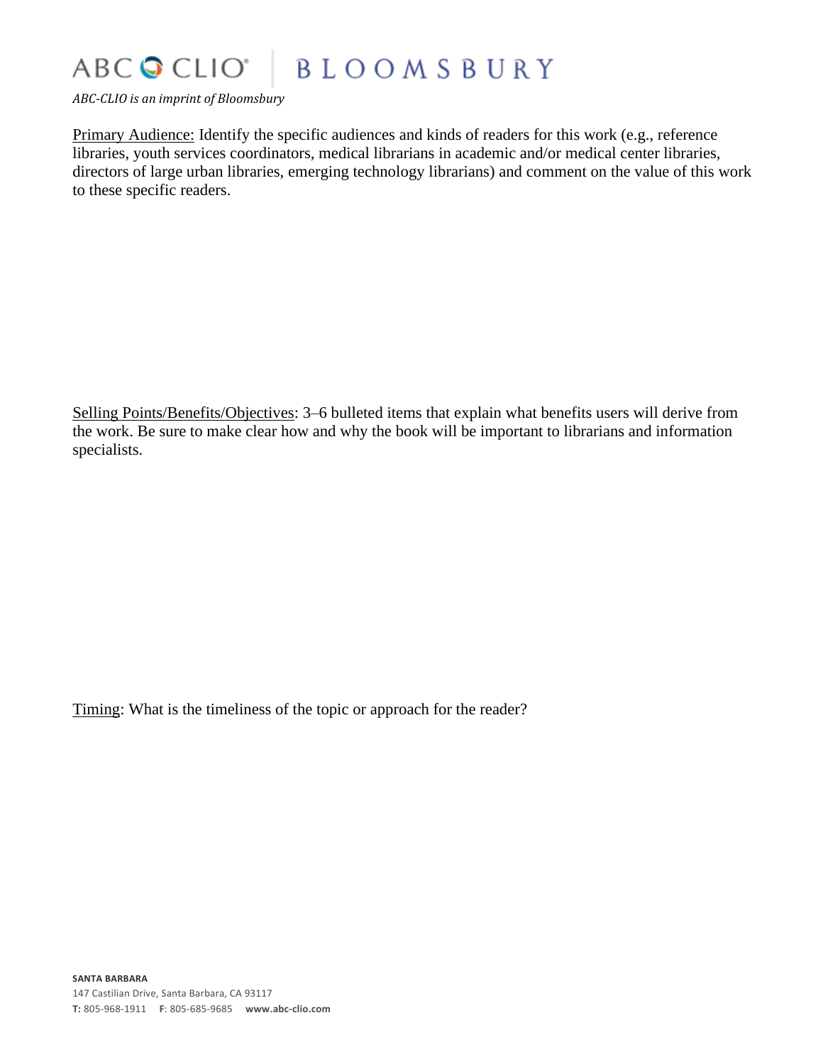Primary Audience: Identify the specific audiences and kinds of readers for this work (e.g., reference libraries, youth services coordinators, medical librarians in academic and/or medical center libraries, directors of large urban libraries, emerging technology librarians) and comment on the value of this work to these specific readers.

Selling Points/Benefits/Objectives: 3–6 bulleted items that explain what benefits users will derive from the work. Be sure to make clear how and why the book will be important to librarians and information specialists.

Timing: What is the timeliness of the topic or approach for the reader?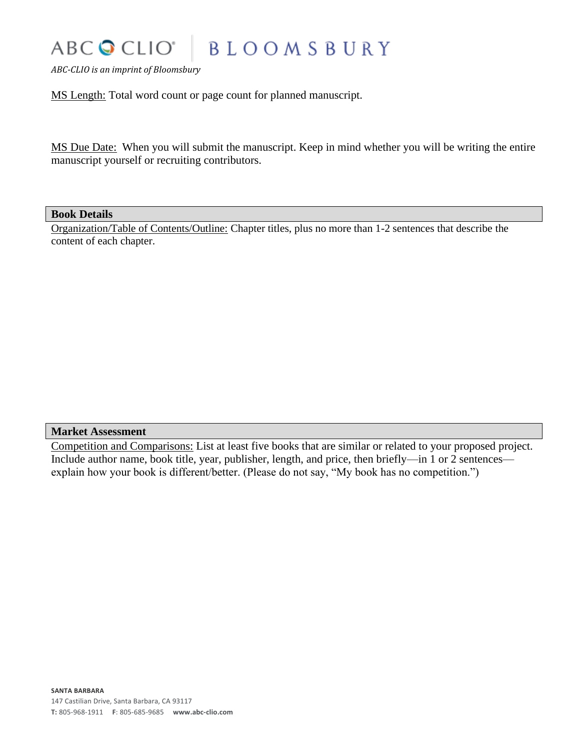ABC-CLIO | BLOOMSBURY

*ABC-CLIO is an imprint of Bloomsbury*

MS Length: Total word count or page count for planned manuscript.

MS Due Date: When you will submit the manuscript. Keep in mind whether you will be writing the entire manuscript yourself or recruiting contributors.

## Book Details

Organization/Table of Contents/Outline: Chapter titles, plus no more than 1-2 sentences that describe the content of each chapter.

## Market Assessment

Competition and Comparisons: List at least five books that are similar or related to your proposed project. Include author name, book title, year, publisher, length, and price, then briefly—in 1 or 2 sentences—explain how your book is different/better. (Please do not say, "My book has no competition.")

**SANTA BARBARA**
147 Castilian Drive, Santa Barbara, CA 93117
**T:** 805-968-1911 **F**: 805-685-9685 **www.abc-clio.com**